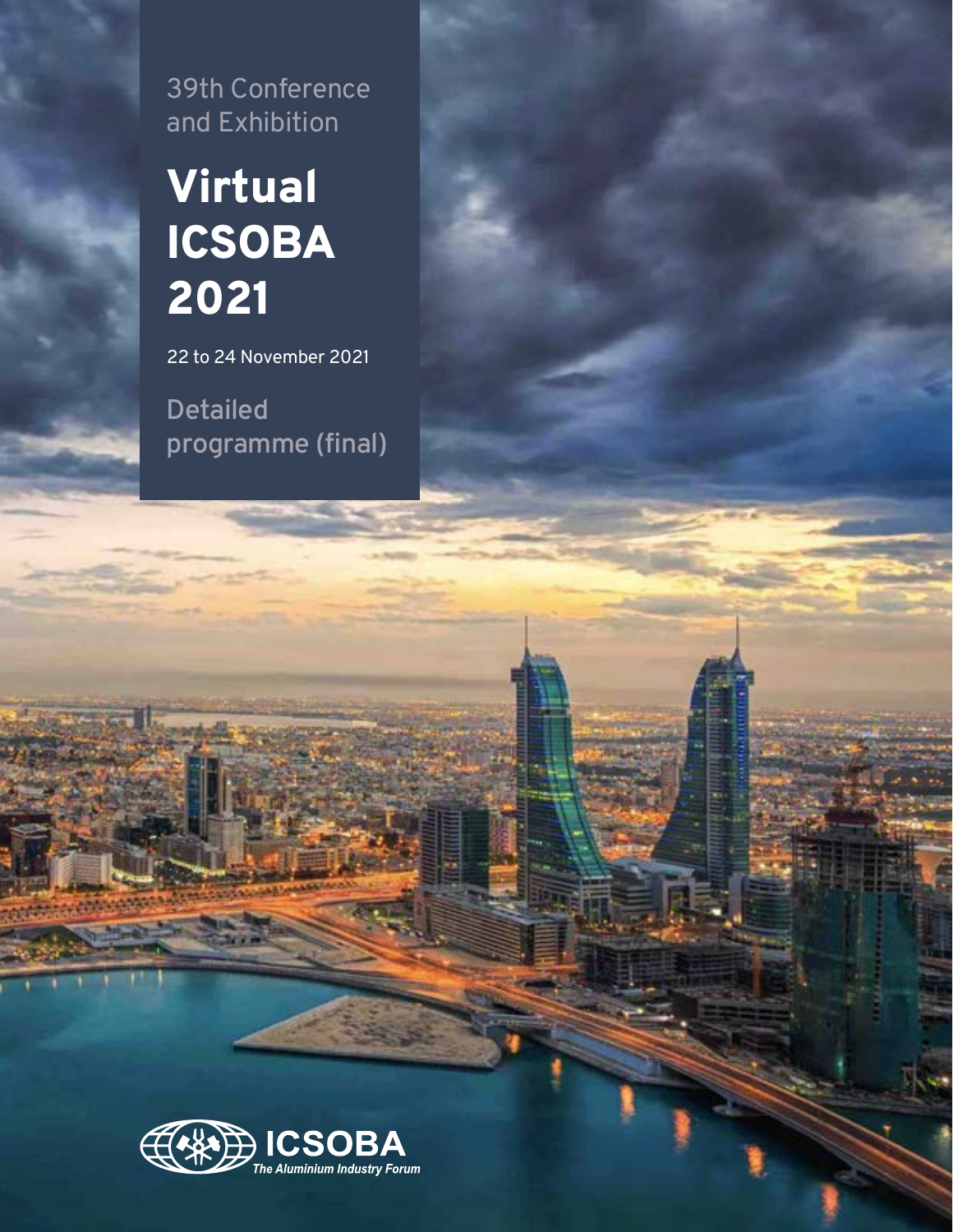39th Conference and Exhibition

# Virtual ICSOBA 2021

22 to 24 November 2021

## Detailed programme (final)

ICSOBA

*The Aluminium Industry Forum*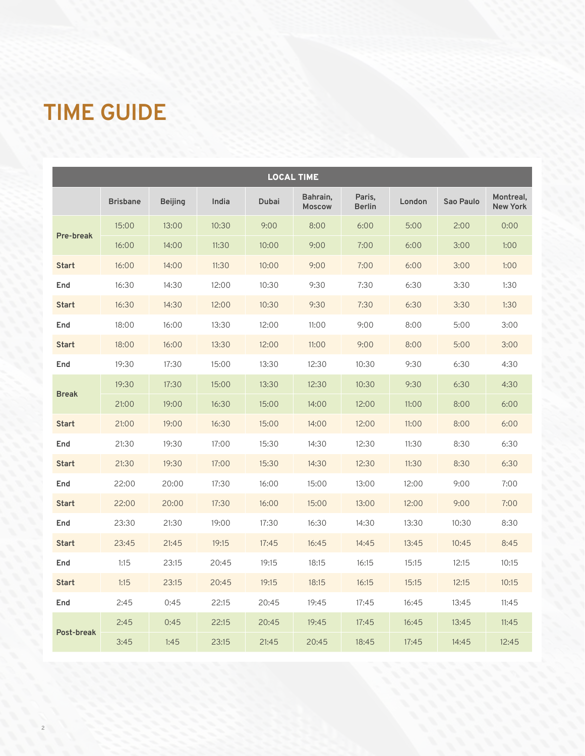# TIME GUIDE

| LOCAL TIME | | | | | | | | | |
|---|---|---|---|---|---|---|---|---|---|
| | Brisbane | Beijing | India | Dubai | Bahrain, Moscow | Paris, Berlin | London | Sao Paulo | Montreal, New York |
| **Pre-break** | 15:00 | 13:00 | 10:30 | 9:00 | 8:00 | 6:00 | 5:00 | 2:00 | 0:00 |
| | 16:00 | 14:00 | 11:30 | 10:00 | 9:00 | 7:00 | 6:00 | 3:00 | 1:00 |
| **Start** | 16:00 | 14:00 | 11:30 | 10:00 | 9:00 | 7:00 | 6:00 | 3:00 | 1:00 |
| **End** | 16:30 | 14:30 | 12:00 | 10:30 | 9:30 | 7:30 | 6:30 | 3:30 | 1:30 |
| **Start** | 16:30 | 14:30 | 12:00 | 10:30 | 9:30 | 7:30 | 6:30 | 3:30 | 1:30 |
| **End** | 18:00 | 16:00 | 13:30 | 12:00 | 11:00 | 9:00 | 8:00 | 5:00 | 3:00 |
| **Start** | 18:00 | 16:00 | 13:30 | 12:00 | 11:00 | 9:00 | 8:00 | 5:00 | 3:00 |
| **End** | 19:30 | 17:30 | 15:00 | 13:30 | 12:30 | 10:30 | 9:30 | 6:30 | 4:30 |
| **Break** | 19:30 | 17:30 | 15:00 | 13:30 | 12:30 | 10:30 | 9:30 | 6:30 | 4:30 |
| | 21:00 | 19:00 | 16:30 | 15:00 | 14:00 | 12:00 | 11:00 | 8:00 | 6:00 |
| **Start** | 21:00 | 19:00 | 16:30 | 15:00 | 14:00 | 12:00 | 11:00 | 8:00 | 6:00 |
| **End** | 21:30 | 19:30 | 17:00 | 15:30 | 14:30 | 12:30 | 11:30 | 8:30 | 6:30 |
| **Start** | 21:30 | 19:30 | 17:00 | 15:30 | 14:30 | 12:30 | 11:30 | 8:30 | 6:30 |
| **End** | 22:00 | 20:00 | 17:30 | 16:00 | 15:00 | 13:00 | 12:00 | 9:00 | 7:00 |
| **Start** | 22:00 | 20:00 | 17:30 | 16:00 | 15:00 | 13:00 | 12:00 | 9:00 | 7:00 |
| **End** | 23:30 | 21:30 | 19:00 | 17:30 | 16:30 | 14:30 | 13:30 | 10:30 | 8:30 |
| **Start** | 23:45 | 21:45 | 19:15 | 17:45 | 16:45 | 14:45 | 13:45 | 10:45 | 8:45 |
| **End** | 1:15 | 23:15 | 20:45 | 19:15 | 18:15 | 16:15 | 15:15 | 12:15 | 10:15 |
| **Start** | 1:15 | 23:15 | 20:45 | 19:15 | 18:15 | 16:15 | 15:15 | 12:15 | 10:15 |
| **End** | 2:45 | 0:45 | 22:15 | 20:45 | 19:45 | 17:45 | 16:45 | 13:45 | 11:45 |
| **Post-break** | 2:45 | 0:45 | 22:15 | 20:45 | 19:45 | 17:45 | 16:45 | 13:45 | 11:45 |
| | 3:45 | 1:45 | 23:15 | 21:45 | 20:45 | 18:45 | 17:45 | 14:45 | 12:45 |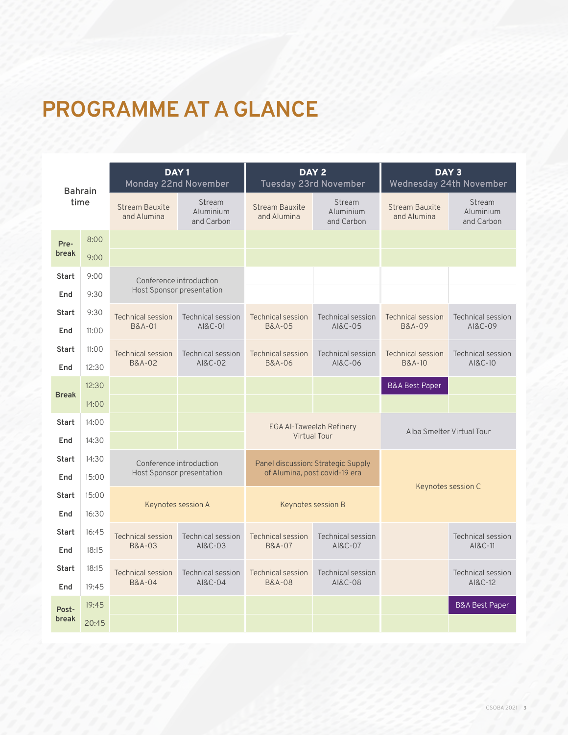# PROGRAMME AT A GLANCE

| Bahrain time | | DAY 1 Monday 22nd November | | DAY 2 Tuesday 23rd November | | DAY 3 Wednesday 24th November | |
|---|---|---|---|---|---|---|---|
| | | Stream Bauxite and Alumina | Stream Aluminium and Carbon | Stream Bauxite and Alumina | Stream Aluminium and Carbon | Stream Bauxite and Alumina | Stream Aluminium and Carbon |
| Pre-break | 8:00 | | | | | | |
| | 9:00 | | | | | | |
| Start | 9:00 | Conference introduction Host Sponsor presentation | | | | | |
| End | 9:30 | | | | | | |
| Start | 9:30 | Technical session B&A-01 | Technical session AI&C-01 | Technical session B&A-05 | Technical session AI&C-05 | Technical session B&A-09 | Technical session AI&C-09 |
| End | 11:00 | | | | | | |
| Start | 11:00 | Technical session B&A-02 | Technical session AI&C-02 | Technical session B&A-06 | Technical session AI&C-06 | Technical session B&A-10 | Technical session AI&C-10 |
| End | 12:30 | | | | | | |
| Break | 12:30 | | | | | B&A Best Paper | |
| | 14:00 | | | | | | |
| Start | 14:00 | | | EGA Al-Taweelah Refinery Virtual Tour | | Alba Smelter Virtual Tour | |
| End | 14:30 | | | | | | |
| Start | 14:30 | Conference introduction Host Sponsor presentation | | Panel discussion: Strategic Supply of Alumina, post covid-19 era | | Keynotes session C | |
| End | 15:00 | | | | | | |
| Start | 15:00 | Keynotes session A | | Keynotes session B | | | |
| End | 16:30 | | | | | | |
| Start | 16:45 | Technical session B&A-03 | Technical session AI&C-03 | Technical session B&A-07 | Technical session AI&C-07 | | Technical session AI&C-11 |
| End | 18:15 | | | | | | |
| Start | 18:15 | Technical session B&A-04 | Technical session AI&C-04 | Technical session B&A-08 | Technical session AI&C-08 | | Technical session AI&C-12 |
| End | 19:45 | | | | | | |
| Post-break | 19:45 | | | | | | B&A Best Paper |
| | 20:45 | | | | | | |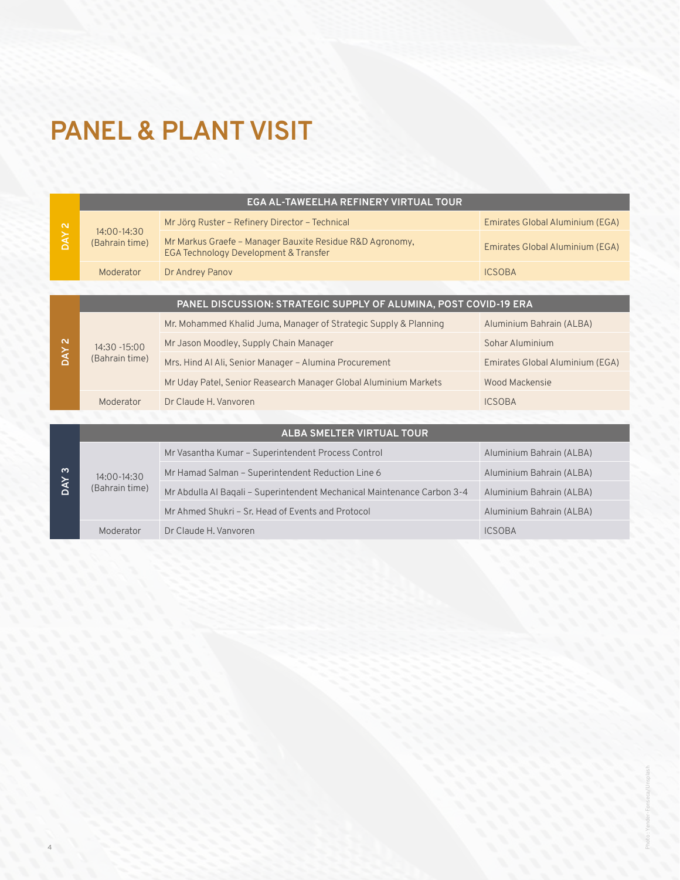# PANEL & PLANT VISIT

| | EGA AL-TAWEELHA REFINERY VIRTUAL TOUR | | |
|---|---|---|---|
| DAY 2 | 14:00-14:30 (Bahrain time) | Mr Jörg Ruster – Refinery Director – Technical | Emirates Global Aluminium (EGA) |
| | | Mr Markus Graefe – Manager Bauxite Residue R&D Agronomy, EGA Technology Development & Transfer | Emirates Global Aluminium (EGA) |
| | Moderator | Dr Andrey Panov | ICSOBA |

| | PANEL DISCUSSION: STRATEGIC SUPPLY OF ALUMINA, POST COVID-19 ERA | | |
|---|---|---|---|
| DAY 2 | 14:30 -15:00 (Bahrain time) | Mr. Mohammed Khalid Juma, Manager of Strategic Supply & Planning | Aluminium Bahrain (ALBA) |
| | | Mr Jason Moodley, Supply Chain Manager | Sohar Aluminium |
| | | Mrs. Hind Al Ali, Senior Manager – Alumina Procurement | Emirates Global Aluminium (EGA) |
| | | Mr Uday Patel, Senior Reasearch Manager Global Aluminium Markets | Wood Mackensie |
| | Moderator | Dr Claude H. Vanvoren | ICSOBA |

| | ALBA SMELTER VIRTUAL TOUR | | |
|---|---|---|---|
| DAY 3 | 14:00-14:30 (Bahrain time) | Mr Vasantha Kumar – Superintendent Process Control | Aluminium Bahrain (ALBA) |
| | | Mr Hamad Salman – Superintendent Reduction Line 6 | Aluminium Bahrain (ALBA) |
| | | Mr Abdulla Al Baqali – Superintendent Mechanical Maintenance Carbon 3-4 | Aluminium Bahrain (ALBA) |
| | | Mr Ahmed Shukri – Sr. Head of Events and Protocol | Aluminium Bahrain (ALBA) |
| | Moderator | Dr Claude H. Vanvoren | ICSOBA |

Photo: Yender Fonseca/Unsplash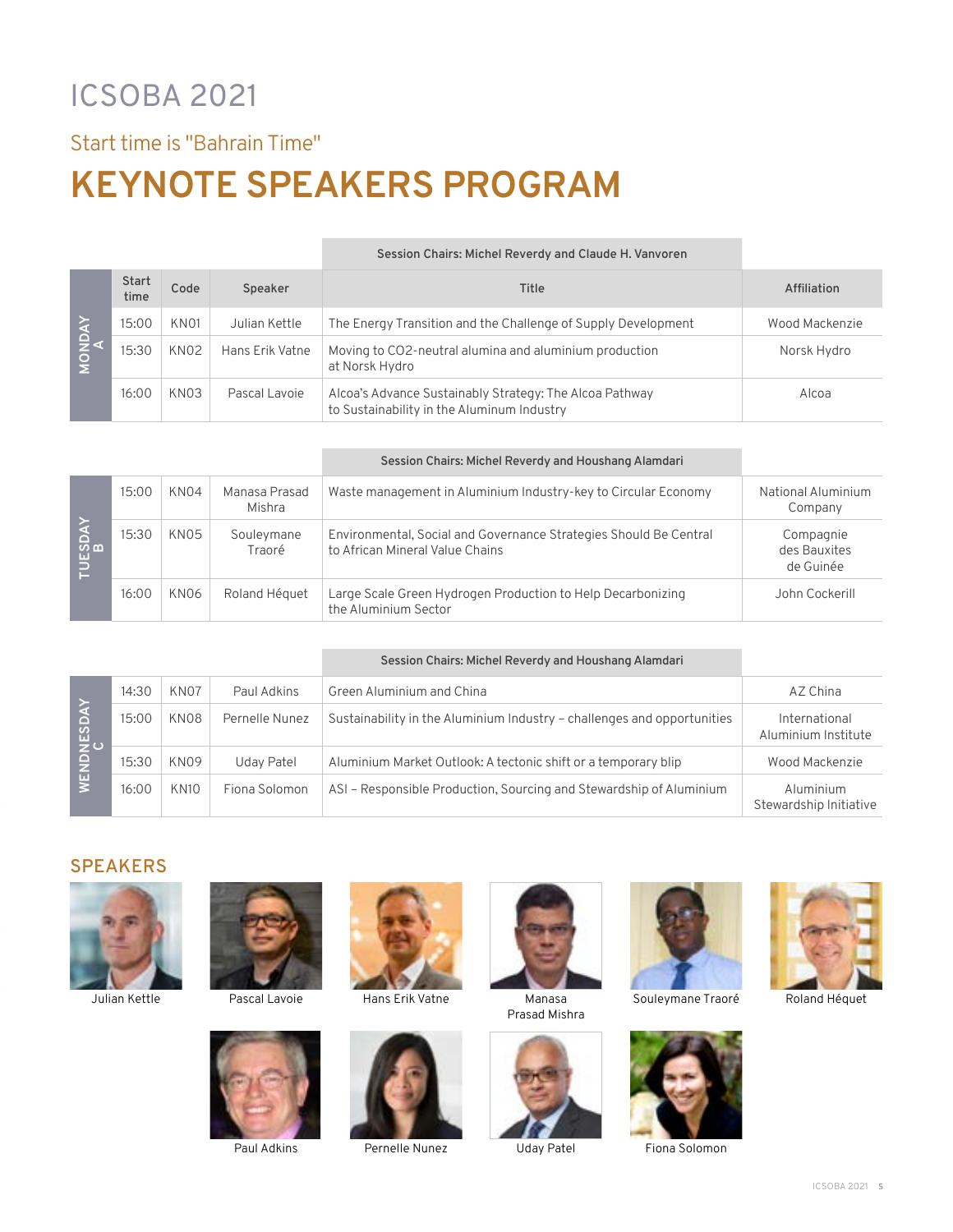# ICSOBA 2021

## Start time is "Bahrain Time"

# KEYNOTE SPEAKERS PROGRAM

| | Start time | Code | Speaker | Title | Affiliation |
|---|---|---|---|---|---|
| | | | | Session Chairs: Michel Reverdy and Claude H. Vanvoren | |
| MONDAY A | 15:00 | KN01 | Julian Kettle | The Energy Transition and the Challenge of Supply Development | Wood Mackenzie |
| | 15:30 | KN02 | Hans Erik Vatne | Moving to CO2-neutral alumina and aluminium production at Norsk Hydro | Norsk Hydro |
| | 16:00 | KN03 | Pascal Lavoie | Alcoa's Advance Sustainably Strategy: The Alcoa Pathway to Sustainability in the Aluminum Industry | Alcoa |

| | Start time | Code | Speaker | Title | Affiliation |
|---|---|---|---|---|---|
| | | | | Session Chairs: Michel Reverdy and Houshang Alamdari | |
| TUESDAY B | 15:00 | KN04 | Manasa Prasad Mishra | Waste management in Aluminium Industry-key to Circular Economy | National Aluminium Company |
| | 15:30 | KN05 | Souleymane Traoré | Environmental, Social and Governance Strategies Should Be Central to African Mineral Value Chains | Compagnie des Bauxites de Guinée |
| | 16:00 | KN06 | Roland Héquet | Large Scale Green Hydrogen Production to Help Decarbonizing the Aluminium Sector | John Cockerill |

| | Start time | Code | Speaker | Title | Affiliation |
|---|---|---|---|---|---|
| | | | | Session Chairs: Michel Reverdy and Houshang Alamdari | |
| WENDNESDAY C | 14:30 | KN07 | Paul Adkins | Green Aluminium and China | AZ China |
| | 15:00 | KN08 | Pernelle Nunez | Sustainability in the Aluminium Industry – challenges and opportunities | International Aluminium Institute |
| | 15:30 | KN09 | Uday Patel | Aluminium Market Outlook: A tectonic shift or a temporary blip | Wood Mackenzie |
| | 16:00 | KN10 | Fiona Solomon | ASI – Responsible Production, Sourcing and Stewardship of Aluminium | Aluminium Stewardship Initiative |

## SPEAKERS

Julian Kettle

Pascal Lavoie

Hans Erik Vatne

Manasa Prasad Mishra

Souleymane Traoré

Roland Héquet

Paul Adkins

Pernelle Nunez

Uday Patel

Fiona Solomon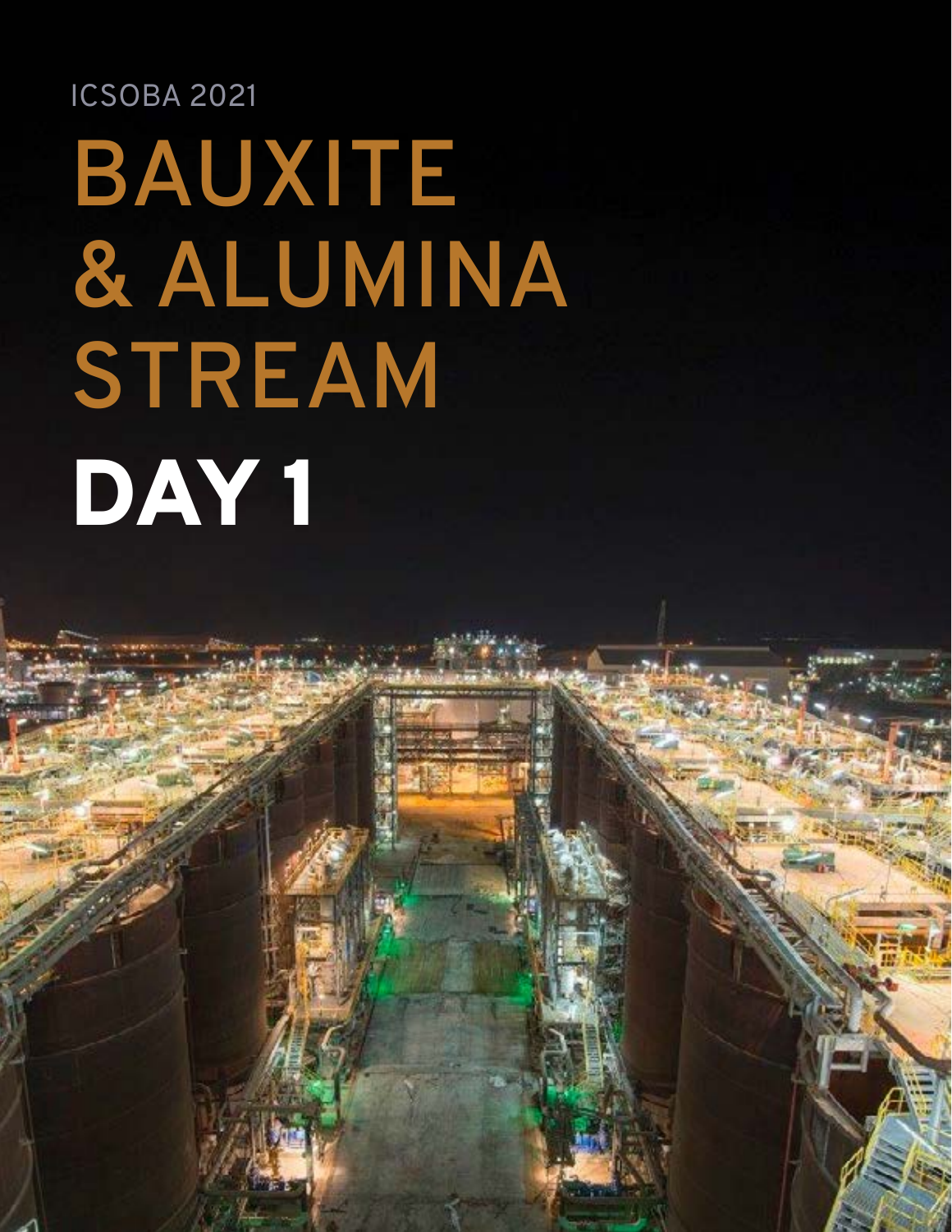ICSOBA 2021

# BAUXITE & ALUMINA STREAM

# DAY 1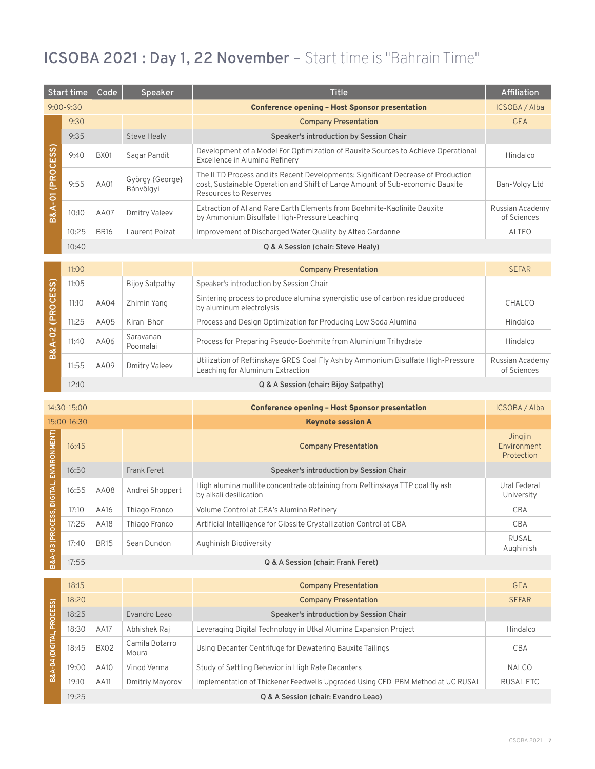# ICSOBA 2021 : Day 1, 22 November – Start time is "Bahrain Time"

| Session | Start time | Code | Speaker | Title | Affiliation |
|---|---|---|---|---|---|
| | 9:00-9:30 | | | **Conference opening – Host Sponsor presentation** | ICSOBA / Alba |
| B&A-01 (PROCESS) | 9:30 | | | **Company Presentation** | GEA |
| | 9:35 | | Steve Healy | **Speaker's introduction by Session Chair** | |
| | 9:40 | BX01 | Sagar Pandit | Development of a Model For Optimization of Bauxite Sources to Achieve Operational Excellence in Alumina Refinery | Hindalco |
| | 9:55 | AA01 | György (George) Bánvölgyi | The ILTD Process and its Recent Developments: Significant Decrease of Production cost, Sustainable Operation and Shift of Large Amount of Sub-economic Bauxite Resources to Reserves | Ban-Volgy Ltd |
| | 10:10 | AA07 | Dmitry Valeev | Extraction of Al and Rare Earth Elements from Boehmite-Kaolinite Bauxite by Ammonium Bisulfate High-Pressure Leaching | Russian Academy of Sciences |
| | 10:25 | BR16 | Laurent Poizat | Improvement of Discharged Water Quality by Alteo Gardanne | ALTEO |
| | 10:40 | | | Q & A Session (chair: Steve Healy) | |
| B&A-02 (PROCESS) | 11:00 | | | **Company Presentation** | SEFAR |
| | 11:05 | | Bijoy Satpathy | Speaker's introduction by Session Chair | |
| | 11:10 | AA04 | Zhimin Yang | Sintering process to produce alumina synergistic use of carbon residue produced by aluminum electrolysis | CHALCO |
| | 11:25 | AA05 | Kiran Bhor | Process and Design Optimization for Producing Low Soda Alumina | Hindalco |
| | 11:40 | AA06 | Saravanan Poomalai | Process for Preparing Pseudo-Boehmite from Aluminium Trihydrate | Hindalco |
| | 11:55 | AA09 | Dmitry Valeev | Utilization of Reftinskaya GRES Coal Fly Ash by Ammonium Bisulfate High-Pressure Leaching for Aluminum Extraction | Russian Academy of Sciences |
| | 12:10 | | | Q & A Session (chair: Bijoy Satpathy) | |
| | 14:30-15:00 | | | **Conference opening – Host Sponsor presentation** | ICSOBA / Alba |
| | 15:00-16:30 | | | **Keynote session A** | |
| B&A-03 (PROCESS, DIGITAL, ENVIRONMENT) | 16:45 | | | **Company Presentation** | Jingjin Environment Protection |
| | 16:50 | | Frank Feret | **Speaker's introduction by Session Chair** | |
| | 16:55 | AA08 | Andrei Shoppert | High alumina mullite concentrate obtaining from Reftinskaya TTP coal fly ash by alkali desilication | Ural Federal University |
| | 17:10 | AA16 | Thiago Franco | Volume Control at CBA's Alumina Refinery | CBA |
| | 17:25 | AA18 | Thiago Franco | Artificial Intelligence for Gibbsite Crystallization Control at CBA | CBA |
| | 17:40 | BR15 | Sean Dundon | Aughinish Biodiversity | RUSAL Aughinish |
| | 17:55 | | | Q & A Session (chair: Frank Feret) | |
| B&A-04 (DIGITAL, PROCESS) | 18:15 | | | **Company Presentation** | GEA |
| | 18:20 | | | **Company Presentation** | SEFAR |
| | 18:25 | | Evandro Leao | **Speaker's introduction by Session Chair** | |
| | 18:30 | AA17 | Abhishek Raj | Leveraging Digital Technology in Utkal Alumina Expansion Project | Hindalco |
| | 18:45 | BX02 | Camila Botarro Moura | Using Decanter Centrifuge for Dewatering Bauxite Tailings | CBA |
| | 19:00 | AA10 | Vinod Verma | Study of Settling Behavior in High Rate Decanters | NALCO |
| | 19:10 | AA11 | Dmitriy Mayorov | Implementation of Thickener Feedwells Upgraded Using CFD-PBM Method at UC RUSAL | RUSAL ETC |
| | 19:25 | | | Q & A Session (chair: Evandro Leao) | |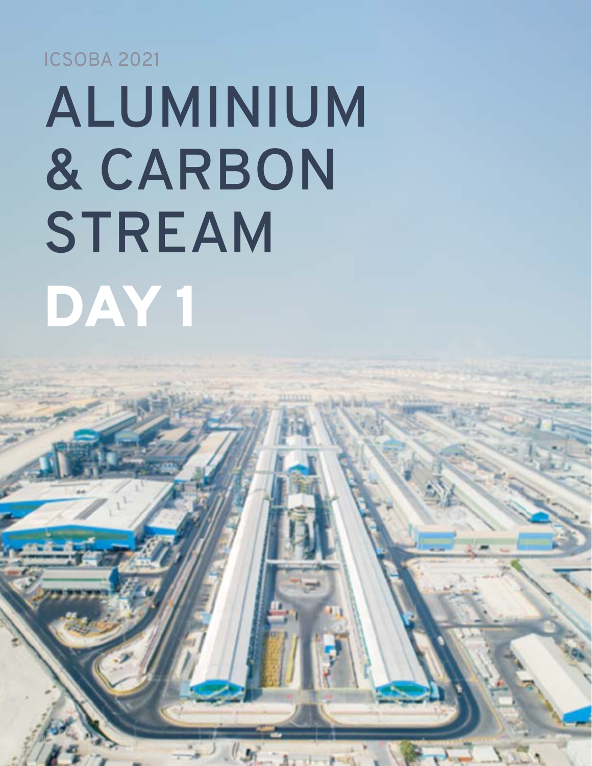ICSOBA 2021

# ALUMINIUM & CARBON STREAM

# DAY 1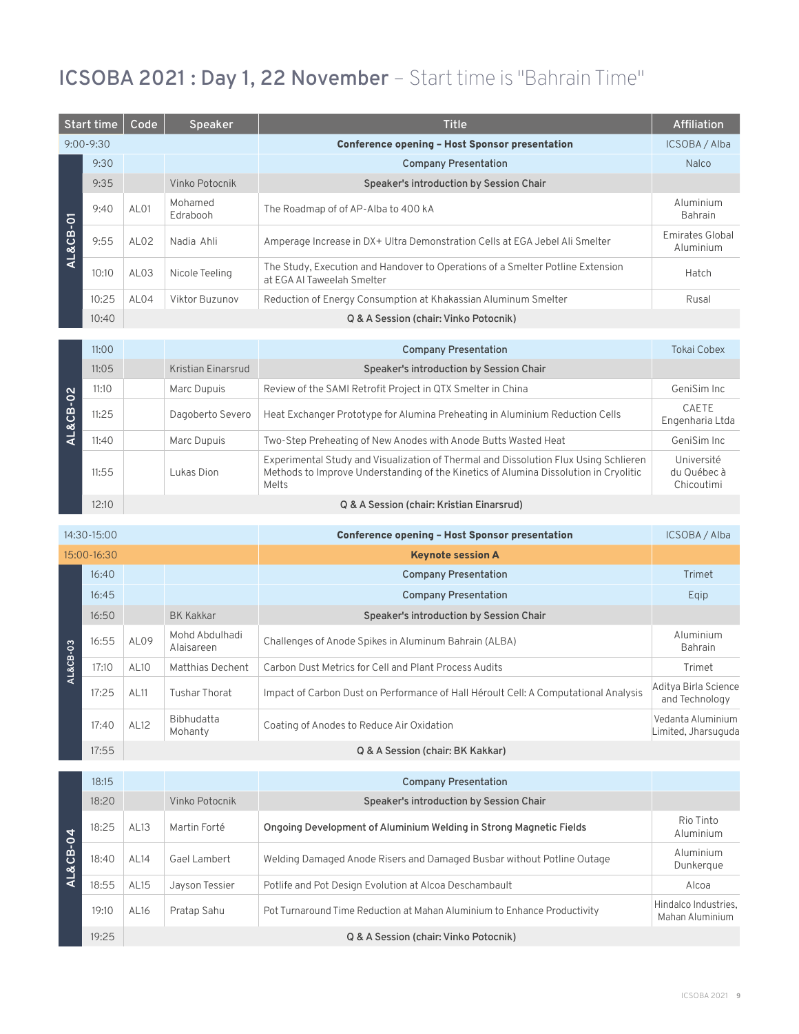# ICSOBA 2021 : Day 1, 22 November – Start time is "Bahrain Time"

| Session | Start time | Code | Speaker | Title | Affiliation |
|---|---|---|---|---|---|
| | 9:00-9:30 | | | **Conference opening – Host Sponsor presentation** | ICSOBA / Alba |
| AL&CB-01 | 9:30 | | | **Company Presentation** | Nalco |
| AL&CB-01 | 9:35 | | Vinko Potocnik | **Speaker's introduction by Session Chair** | |
| AL&CB-01 | 9:40 | AL01 | Mohamed Edrabooh | The Roadmap of of AP-Alba to 400 kA | Aluminium Bahrain |
| AL&CB-01 | 9:55 | AL02 | Nadia Ahli | Amperage Increase in DX+ Ultra Demonstration Cells at EGA Jebel Ali Smelter | Emirates Global Aluminium |
| AL&CB-01 | 10:10 | AL03 | Nicole Teeling | The Study, Execution and Handover to Operations of a Smelter Potline Extension at EGA Al Taweelah Smelter | Hatch |
| AL&CB-01 | 10:25 | AL04 | Viktor Buzunov | Reduction of Energy Consumption at Khakassian Aluminum Smelter | Rusal |
| AL&CB-01 | 10:40 | | | **Q & A Session (chair: Vinko Potocnik)** | |
| AL&CB-02 | 11:00 | | | **Company Presentation** | Tokai Cobex |
| AL&CB-02 | 11:05 | | Kristian Einarsrud | **Speaker's introduction by Session Chair** | |
| AL&CB-02 | 11:10 | | Marc Dupuis | Review of the SAMI Retrofit Project in QTX Smelter in China | GeniSim Inc |
| AL&CB-02 | 11:25 | | Dagoberto Severo | Heat Exchanger Prototype for Alumina Preheating in Aluminium Reduction Cells | CAETE Engenharia Ltda |
| AL&CB-02 | 11:40 | | Marc Dupuis | Two-Step Preheating of New Anodes with Anode Butts Wasted Heat | GeniSim Inc |
| AL&CB-02 | 11:55 | | Lukas Dion | Experimental Study and Visualization of Thermal and Dissolution Flux Using Schlieren Methods to Improve Understanding of the Kinetics of Alumina Dissolution in Cryolitic Melts | Université du Québec à Chicoutimi |
| AL&CB-02 | 12:10 | | | **Q & A Session (chair: Kristian Einarsrud)** | |
| | 14:30-15:00 | | | **Conference opening – Host Sponsor presentation** | ICSOBA / Alba |
| | 15:00-16:30 | | | **Keynote session A** | |
| AL&CB-03 | 16:40 | | | **Company Presentation** | Trimet |
| AL&CB-03 | 16:45 | | | **Company Presentation** | Eqip |
| AL&CB-03 | 16:50 | | BK Kakkar | **Speaker's introduction by Session Chair** | |
| AL&CB-03 | 16:55 | AL09 | Mohd Abdulhadi Alaisareen | Challenges of Anode Spikes in Aluminum Bahrain (ALBA) | Aluminium Bahrain |
| AL&CB-03 | 17:10 | AL10 | Matthias Dechent | Carbon Dust Metrics for Cell and Plant Process Audits | Trimet |
| AL&CB-03 | 17:25 | AL11 | Tushar Thorat | Impact of Carbon Dust on Performance of Hall Héroult Cell: A Computational Analysis | Aditya Birla Science and Technology |
| AL&CB-03 | 17:40 | AL12 | Bibhudatta Mohanty | Coating of Anodes to Reduce Air Oxidation | Vedanta Aluminium Limited, Jharsuguda |
| AL&CB-03 | 17:55 | | | **Q & A Session (chair: BK Kakkar)** | |
| AL&CB-04 | 18:15 | | | **Company Presentation** | |
| AL&CB-04 | 18:20 | | Vinko Potocnik | **Speaker's introduction by Session Chair** | |
| AL&CB-04 | 18:25 | AL13 | Martin Forté | **Ongoing Development of Aluminium Welding in Strong Magnetic Fields** | Rio Tinto Aluminium |
| AL&CB-04 | 18:40 | AL14 | Gael Lambert | Welding Damaged Anode Risers and Damaged Busbar without Potline Outage | Aluminium Dunkerque |
| AL&CB-04 | 18:55 | AL15 | Jayson Tessier | Potlife and Pot Design Evolution at Alcoa Deschambault | Alcoa |
| AL&CB-04 | 19:10 | AL16 | Pratap Sahu | Pot Turnaround Time Reduction at Mahan Aluminium to Enhance Productivity | Hindalco Industries, Mahan Aluminium |
| AL&CB-04 | 19:25 | | | **Q & A Session (chair: Vinko Potocnik)** | |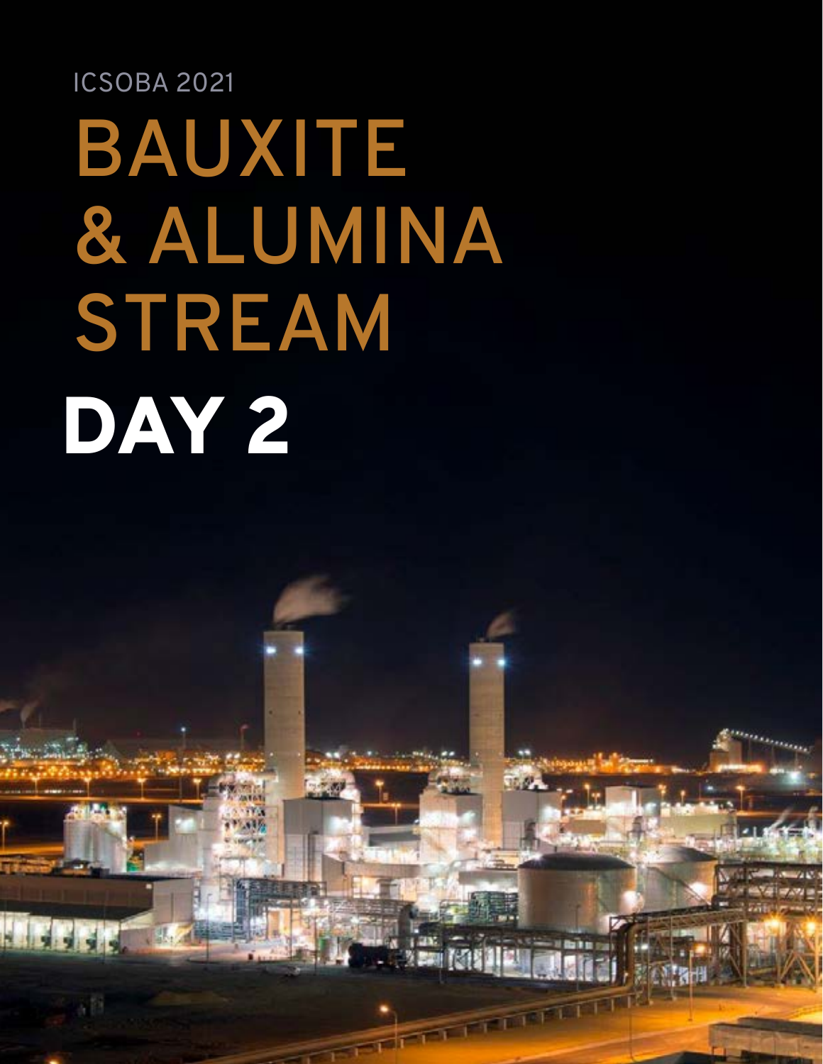ICSOBA 2021

# BAUXITE & ALUMINA STREAM

# DAY 2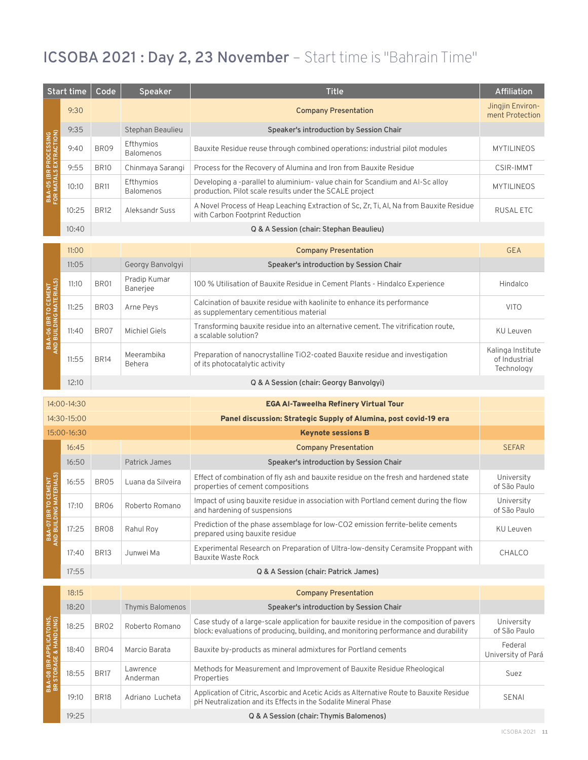# ICSOBA 2021 : Day 2, 23 November – Start time is "Bahrain Time"

| Session | Start time | Code | Speaker | Title | Affiliation |
|---|---|---|---|---|---|
| B&A-05 (BR PROCESSING FOR MATALS EXTRACTION) | 9:30 | | | **Company Presentation** | Jingjin Environment Protection |
| | 9:35 | | Stephan Beaulieu | **Speaker's introduction by Session Chair** | |
| | 9:40 | BR09 | Efthymios Balomenos | Bauxite Residue reuse through combined operations: industrial pilot modules | MYTILINEOS |
| | 9:55 | BR10 | Chinmaya Sarangi | Process for the Recovery of Alumina and Iron from Bauxite Residue | CSIR-IMMT |
| | 10:10 | BR11 | Efthymios Balomenos | Developing a -parallel to aluminium- value chain for Scandium and Al-Sc alloy production. Pilot scale results under the SCALE project | MYTILINEOS |
| | 10:25 | BR12 | Aleksandr Suss | A Novel Process of Heap Leaching Extraction of Sc, Zr, Ti, Al, Na from Bauxite Residue with Carbon Footprint Reduction | RUSAL ETC |
| | 10:40 | | | **Q & A Session (chair: Stephan Beaulieu)** | |
| B&A-06 (BR TO CEMENT AND BUILDING MATERIALS) | 11:00 | | | **Company Presentation** | GEA |
| | 11:05 | | Georgy Banvolgyi | **Speaker's introduction by Session Chair** | |
| | 11:10 | BR01 | Pradip Kumar Banerjee | 100 % Utilisation of Bauxite Residue in Cement Plants - Hindalco Experience | Hindalco |
| | 11:25 | BR03 | Arne Peys | Calcination of bauxite residue with kaolinite to enhance its performance as supplementary cementitious material | VITO |
| | 11:40 | BR07 | Michiel Giels | Transforming bauxite residue into an alternative cement. The vitrification route, a scalable solution? | KU Leuven |
| | 11:55 | BR14 | Meerambika Behera | Preparation of nanocrystalline $TiO_2$-coated Bauxite residue and investigation of its photocatalytic activity | Kalinga Institute of Industrial Technology |
| | 12:10 | | | **Q & A Session (chair: Georgy Banvolgyi)** | |
| | 14:00-14:30 | | | **EGA Al-Taweelha Refinery Virtual Tour** | |
| | 14:30-15:00 | | | **Panel discussion: Strategic Supply of Alumina, post covid-19 era** | |
| | 15:00-16:30 | | | **Keynote sessions B** | |
| B&A-07 (BR TO CEMENT AND BUILDING MATERIALS) | 16:45 | | | **Company Presentation** | SEFAR |
| | 16:50 | | Patrick James | **Speaker's introduction by Session Chair** | |
| | 16:55 | BR05 | Luana da Silveira | Effect of combination of fly ash and bauxite residue on the fresh and hardened state properties of cement compositions | University of São Paulo |
| | 17:10 | BR06 | Roberto Romano | Impact of using bauxite residue in association with Portland cement during the flow and hardening of suspensions | University of São Paulo |
| | 17:25 | BR08 | Rahul Roy | Prediction of the phase assemblage for low-$CO_2$ emission ferrite-belite cements prepared using bauxite residue | KU Leuven |
| | 17:40 | BR13 | Junwei Ma | Experimental Research on Preparation of Ultra-low-density Ceramsite Proppant with Bauxite Waste Rock | CHALCO |
| | 17:55 | | | **Q & A Session (chair: Patrick James)** | |
| B&A-08 (BR APPLICATOINS, BR STORAGE & HANDLING) | 18:15 | | | **Company Presentation** | |
| | 18:20 | | Thymis Balomenos | **Speaker's introduction by Session Chair** | |
| | 18:25 | BR02 | Roberto Romano | Case study of a large-scale application for bauxite residue in the composition of pavers block: evaluations of producing, building, and monitoring performance and durability | University of São Paulo |
| | 18:40 | BR04 | Marcio Barata | Bauxite by-products as mineral admixtures for Portland cements | Federal University of Pará |
| | 18:55 | BR17 | Lawrence Anderman | Methods for Measurement and Improvement of Bauxite Residue Rheological Properties | Suez |
| | 19:10 | BR18 | Adriano Lucheta | Application of Citric, Ascorbic and Acetic Acids as Alternative Route to Bauxite Residue pH Neutralization and its Effects in the Sodalite Mineral Phase | SENAI |
| | 19:25 | | | **Q & A Session (chair: Thymis Balomenos)** | |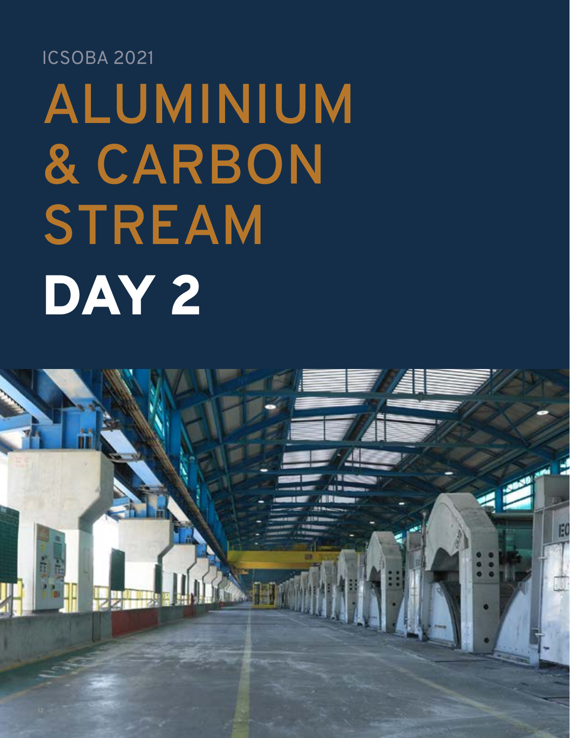ICSOBA 2021

# ALUMINIUM & CARBON STREAM

# DAY 2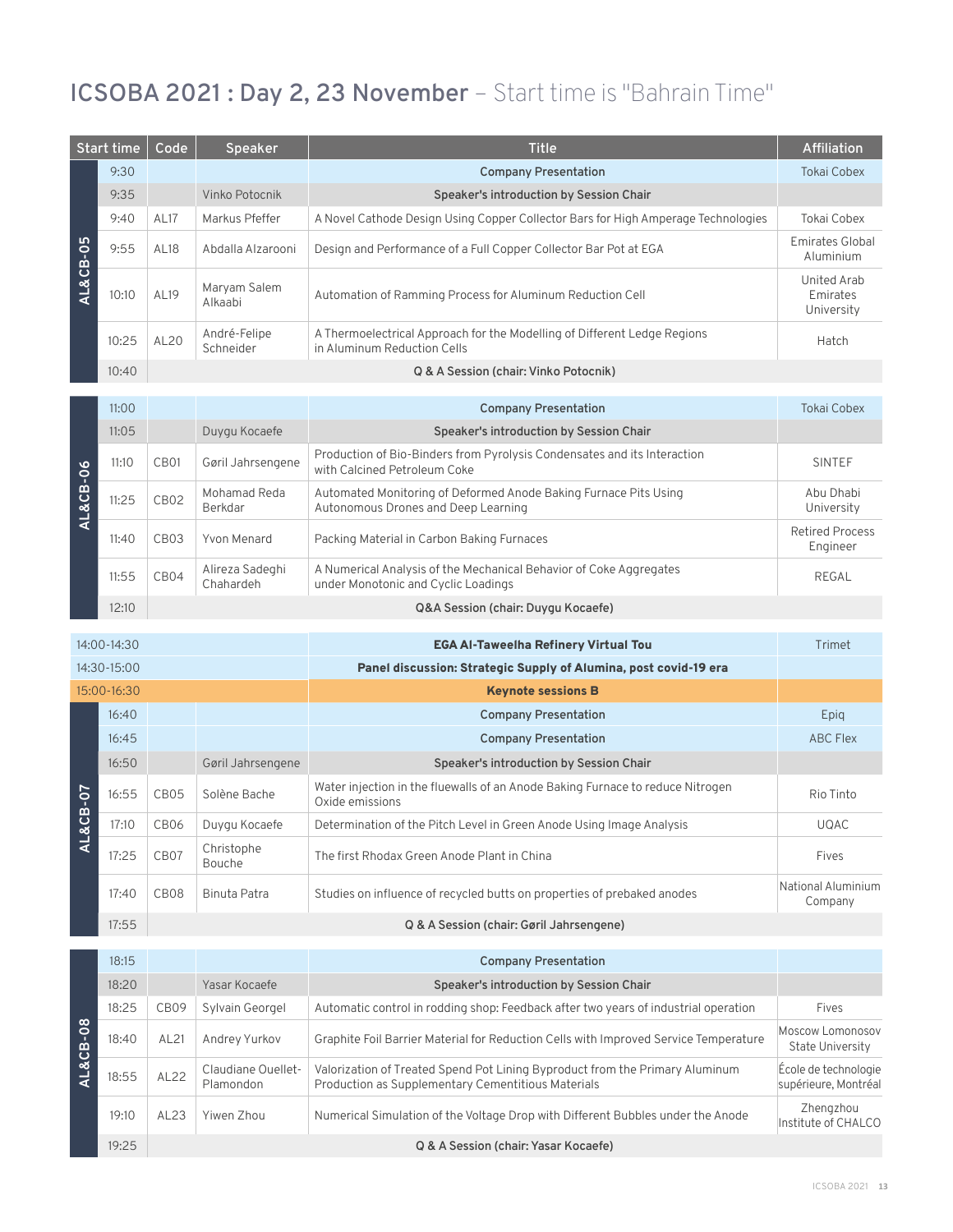# ICSOBA 2021 : Day 2, 23 November – Start time is "Bahrain Time"

| Session | Start time | Code | Speaker | Title | Affiliation |
|---|---|---|---|---|---|
| AL&CB-05 | 9:30 | | | **Company Presentation** | Tokai Cobex |
| | 9:35 | | Vinko Potocnik | **Speaker's introduction by Session Chair** | |
| | 9:40 | AL17 | Markus Pfeffer | A Novel Cathode Design Using Copper Collector Bars for High Amperage Technologies | Tokai Cobex |
| | 9:55 | AL18 | Abdalla Alzarooni | Design and Performance of a Full Copper Collector Bar Pot at EGA | Emirates Global Aluminium |
| | 10:10 | AL19 | Maryam Salem Alkaabi | Automation of Ramming Process for Aluminum Reduction Cell | United Arab Emirates University |
| | 10:25 | AL20 | André-Felipe Schneider | A Thermoelectrical Approach for the Modelling of Different Ledge Regions in Aluminum Reduction Cells | Hatch |
| | 10:40 | | | **Q & A Session (chair: Vinko Potocnik)** | |
| AL&CB-06 | 11:00 | | | **Company Presentation** | Tokai Cobex |
| | 11:05 | | Duygu Kocaefe | **Speaker's introduction by Session Chair** | |
| | 11:10 | CB01 | Gøril Jahrsengene | Production of Bio-Binders from Pyrolysis Condensates and its Interaction with Calcined Petroleum Coke | SINTEF |
| | 11:25 | CB02 | Mohamad Reda Berkdar | Automated Monitoring of Deformed Anode Baking Furnace Pits Using Autonomous Drones and Deep Learning | Abu Dhabi University |
| | 11:40 | CB03 | Yvon Menard | Packing Material in Carbon Baking Furnaces | Retired Process Engineer |
| | 11:55 | CB04 | Alireza Sadeghi Chahardeh | A Numerical Analysis of the Mechanical Behavior of Coke Aggregates under Monotonic and Cyclic Loadings | REGAL |
| | 12:10 | | | **Q&A Session (chair: Duygu Kocaefe)** | |
| | 14:00-14:30 | | | **EGA Al-Taweelha Refinery Virtual Tou** | Trimet |
| | 14:30-15:00 | | | **Panel discussion: Strategic Supply of Alumina, post covid-19 era** | |
| | 15:00-16:30 | | | **Keynote sessions B** | |
| AL&CB-07 | 16:40 | | | **Company Presentation** | Epiq |
| | 16:45 | | | **Company Presentation** | ABC Flex |
| | 16:50 | | Gøril Jahrsengene | **Speaker's introduction by Session Chair** | |
| | 16:55 | CB05 | Solène Bache | Water injection in the fluewalls of an Anode Baking Furnace to reduce Nitrogen Oxide emissions | Rio Tinto |
| | 17:10 | CB06 | Duygu Kocaefe | Determination of the Pitch Level in Green Anode Using Image Analysis | UQAC |
| | 17:25 | CB07 | Christophe Bouche | The first Rhodax Green Anode Plant in China | Fives |
| | 17:40 | CB08 | Binuta Patra | Studies on influence of recycled butts on properties of prebaked anodes | National Aluminium Company |
| | 17:55 | | | **Q & A Session (chair: Gøril Jahrsengene)** | |
| AL&CB-08 | 18:15 | | | **Company Presentation** | |
| | 18:20 | | Yasar Kocaefe | **Speaker's introduction by Session Chair** | |
| | 18:25 | CB09 | Sylvain Georgel | Automatic control in rodding shop: Feedback after two years of industrial operation | Fives |
| | 18:40 | AL21 | Andrey Yurkov | Graphite Foil Barrier Material for Reduction Cells with Improved Service Temperature | Moscow Lomonosov State University |
| | 18:55 | AL22 | Claudiane Ouellet-Plamondon | Valorization of Treated Spend Pot Lining Byproduct from the Primary Aluminum Production as Supplementary Cementitious Materials | École de technologie supérieure, Montréal |
| | 19:10 | AL23 | Yiwen Zhou | Numerical Simulation of the Voltage Drop with Different Bubbles under the Anode | Zhengzhou Institute of CHALCO |
| | 19:25 | | | **Q & A Session (chair: Yasar Kocaefe)** | |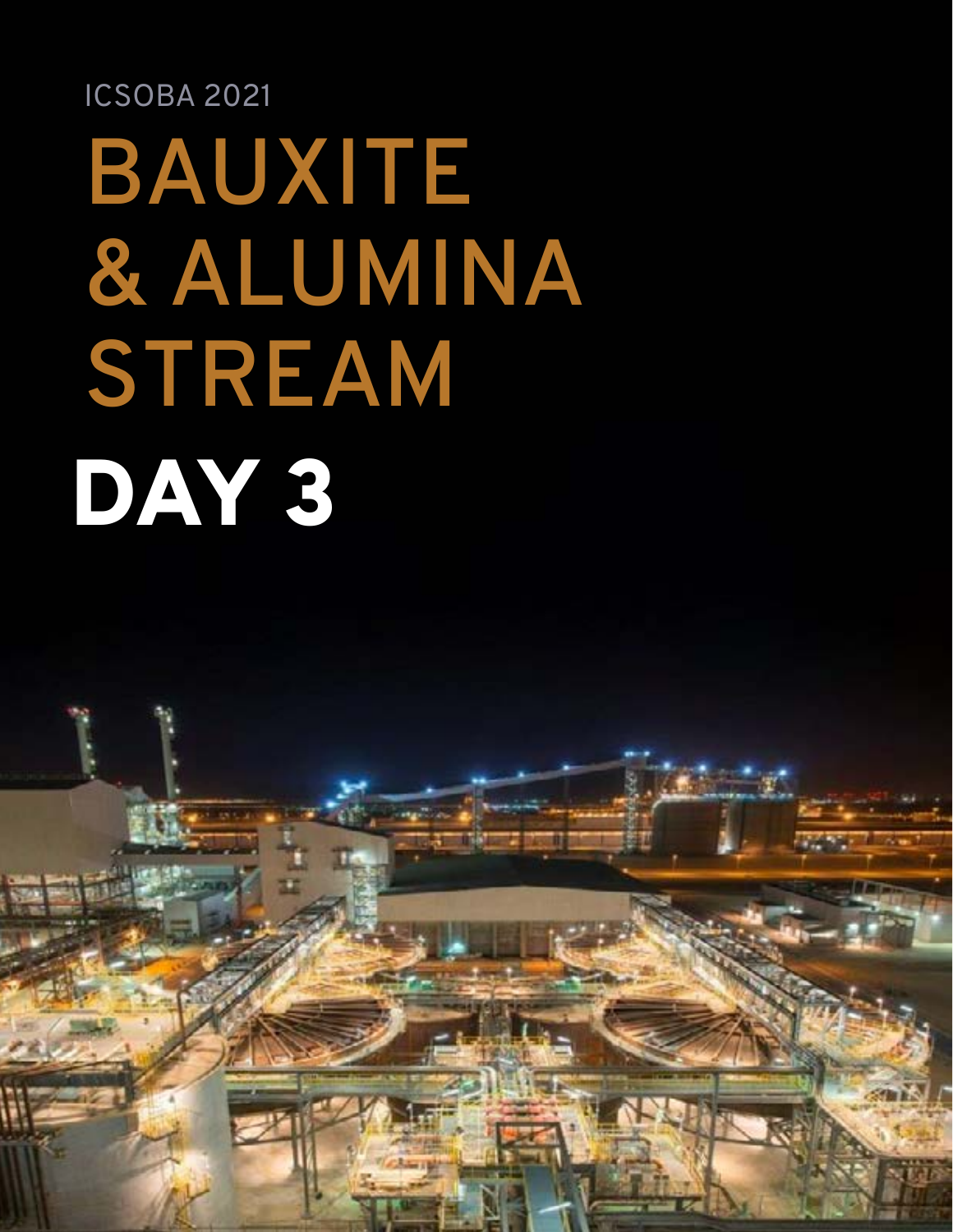ICSOBA 2021

# BAUXITE & ALUMINA STREAM

# DAY 3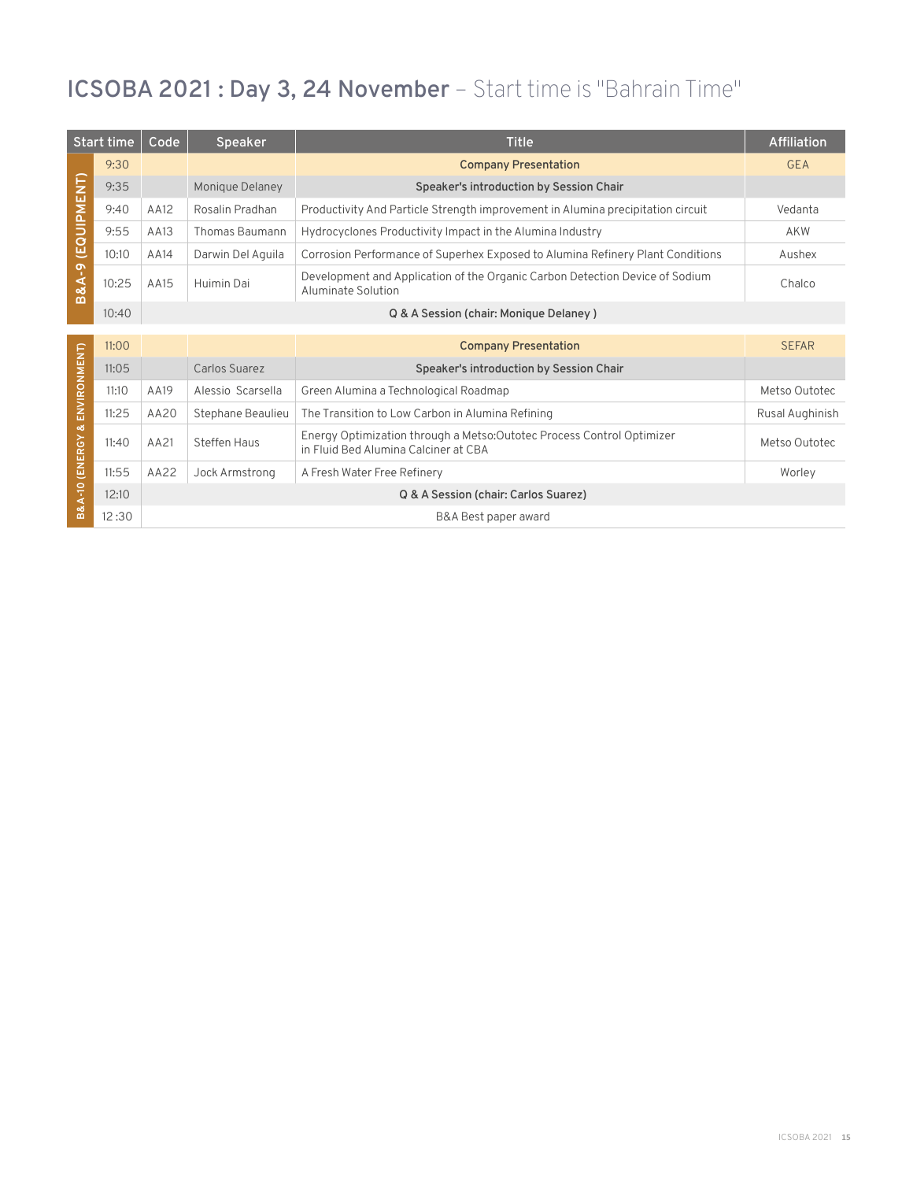# ICSOBA 2021 : Day 3, 24 November – Start time is "Bahrain Time"

| Session | Start time | Code | Speaker | Title | Affiliation |
|---|---|---|---|---|---|
| B&A-9 (EQUIPMENT) | 9:30 | | | **Company Presentation** | GEA |
| | 9:35 | | Monique Delaney | **Speaker's introduction by Session Chair** | |
| | 9:40 | AA12 | Rosalin Pradhan | Productivity And Particle Strength improvement in Alumina precipitation circuit | Vedanta |
| | 9:55 | AA13 | Thomas Baumann | Hydrocyclones Productivity Impact in the Alumina Industry | AKW |
| | 10:10 | AA14 | Darwin Del Aguila | Corrosion Performance of Superhex Exposed to Alumina Refinery Plant Conditions | Aushex |
| | 10:25 | AA15 | Huimin Dai | Development and Application of the Organic Carbon Detection Device of Sodium Aluminate Solution | Chalco |
| | 10:40 | | | **Q & A Session (chair: Monique Delaney )** | |
| B&A-10 (ENERGY & ENVIRONMENT) | 11:00 | | | **Company Presentation** | SEFAR |
| | 11:05 | | Carlos Suarez | **Speaker's introduction by Session Chair** | |
| | 11:10 | AA19 | Alessio Scarsella | Green Alumina a Technological Roadmap | Metso Outotec |
| | 11:25 | AA20 | Stephane Beaulieu | The Transition to Low Carbon in Alumina Refining | Rusal Aughinish |
| | 11:40 | AA21 | Steffen Haus | Energy Optimization through a Metso:Outotec Process Control Optimizer in Fluid Bed Alumina Calciner at CBA | Metso Outotec |
| | 11:55 | AA22 | Jock Armstrong | A Fresh Water Free Refinery | Worley |
| | 12:10 | | | **Q & A Session (chair: Carlos Suarez)** | |
| | 12 :30 | | | B&A Best paper award | |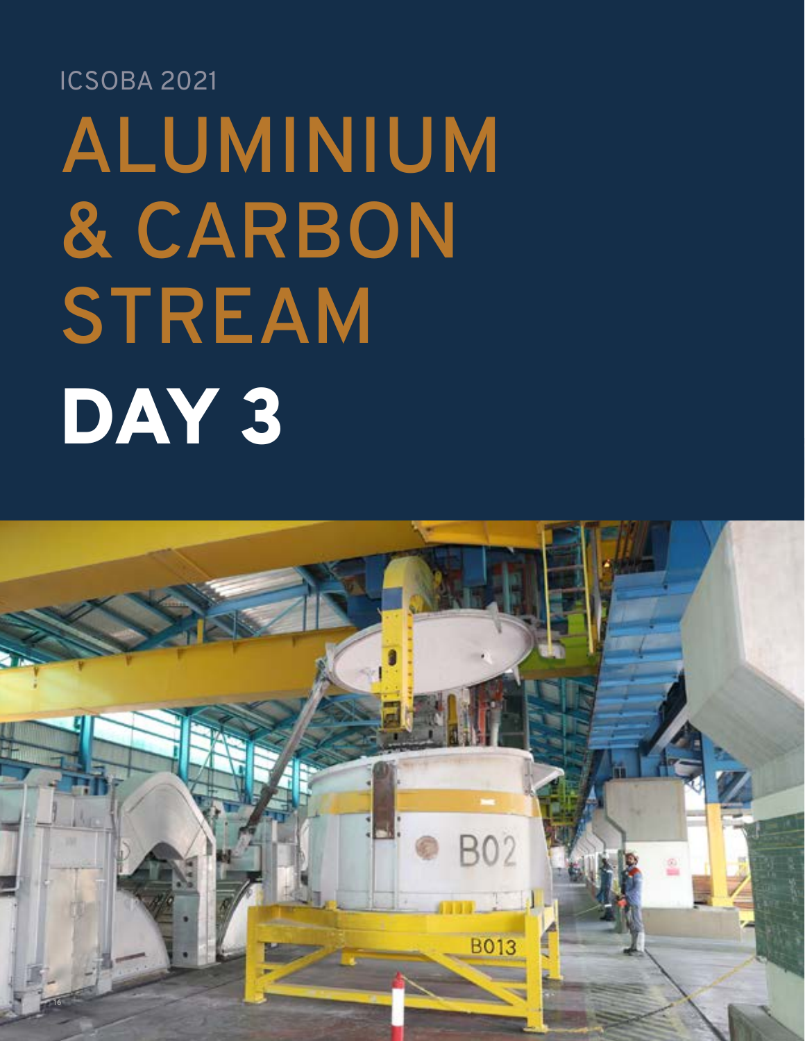ICSOBA 2021

# ALUMINIUM & CARBON STREAM

# DAY 3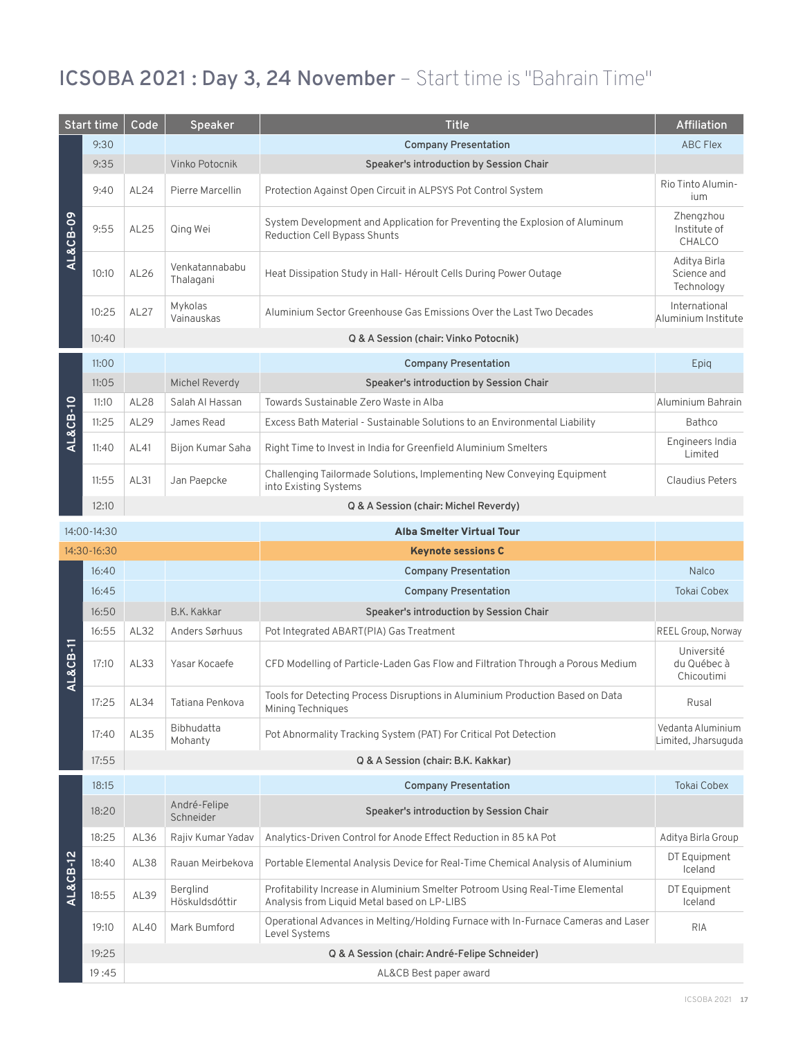# ICSOBA 2021 : Day 3, 24 November – Start time is "Bahrain Time"

| Session | Start time | Code | Speaker | Title | Affiliation |
|---|---|---|---|---|---|
| AL&CB-09 | 9:30 | | | **Company Presentation** | ABC Flex |
| | 9:35 | | Vinko Potocnik | **Speaker's introduction by Session Chair** | |
| | 9:40 | AL24 | Pierre Marcellin | Protection Against Open Circuit in ALPSYS Pot Control System | Rio Tinto Aluminium |
| | 9:55 | AL25 | Qing Wei | System Development and Application for Preventing the Explosion of Aluminum Reduction Cell Bypass Shunts | Zhengzhou Institute of CHALCO |
| | 10:10 | AL26 | Venkatannababu Thalagani | Heat Dissipation Study in Hall- Héroult Cells During Power Outage | Aditya Birla Science and Technology |
| | 10:25 | AL27 | Mykolas Vainauskas | Aluminium Sector Greenhouse Gas Emissions Over the Last Two Decades | International Aluminium Institute |
| | 10:40 | | | **Q & A Session (chair: Vinko Potocnik)** | |
| AL&CB-10 | 11:00 | | | **Company Presentation** | Epiq |
| | 11:05 | | Michel Reverdy | **Speaker's introduction by Session Chair** | |
| | 11:10 | AL28 | Salah Al Hassan | Towards Sustainable Zero Waste in Alba | Aluminium Bahrain |
| | 11:25 | AL29 | James Read | Excess Bath Material - Sustainable Solutions to an Environmental Liability | Bathco |
| | 11:40 | AL41 | Bijon Kumar Saha | Right Time to Invest in India for Greenfield Aluminium Smelters | Engineers India Limited |
| | 11:55 | AL31 | Jan Paepcke | Challenging Tailormade Solutions, Implementing New Conveying Equipment into Existing Systems | Claudius Peters |
| | 12:10 | | | **Q & A Session (chair: Michel Reverdy)** | |
| | 14:00-14:30 | | | **Alba Smelter Virtual Tour** | |
| | 14:30-16:30 | | | **Keynote sessions C** | |
| AL&CB-11 | 16:40 | | | **Company Presentation** | Nalco |
| | 16:45 | | | **Company Presentation** | Tokai Cobex |
| | 16:50 | | B.K. Kakkar | **Speaker's introduction by Session Chair** | |
| | 16:55 | AL32 | Anders Sørhuus | Pot Integrated ABART(PIA) Gas Treatment | REEL Group, Norway |
| | 17:10 | AL33 | Yasar Kocaefe | CFD Modelling of Particle-Laden Gas Flow and Filtration Through a Porous Medium | Université du Québec à Chicoutimi |
| | 17:25 | AL34 | Tatiana Penkova | Tools for Detecting Process Disruptions in Aluminium Production Based on Data Mining Techniques | Rusal |
| | 17:40 | AL35 | Bibhudatta Mohanty | Pot Abnormality Tracking System (PAT) For Critical Pot Detection | Vedanta Aluminium Limited, Jharsuguda |
| | 17:55 | | | **Q & A Session (chair: B.K. Kakkar)** | |
| AL&CB-12 | 18:15 | | | **Company Presentation** | Tokai Cobex |
| | 18:20 | | André-Felipe Schneider | **Speaker's introduction by Session Chair** | |
| | 18:25 | AL36 | Rajiv Kumar Yadav | Analytics-Driven Control for Anode Effect Reduction in 85 kA Pot | Aditya Birla Group |
| | 18:40 | AL38 | Rauan Meirbekova | Portable Elemental Analysis Device for Real-Time Chemical Analysis of Aluminium | DT Equipment Iceland |
| | 18:55 | AL39 | Berglind Höskuldsdóttir | Profitability Increase in Aluminium Smelter Potroom Using Real-Time Elemental Analysis from Liquid Metal based on LP-LIBS | DT Equipment Iceland |
| | 19:10 | AL40 | Mark Bumford | Operational Advances in Melting/Holding Furnace with In-Furnace Cameras and Laser Level Systems | RIA |
| | 19:25 | | | **Q & A Session (chair: André-Felipe Schneider)** | |
| | 19 :45 | | | AL&CB Best paper award | |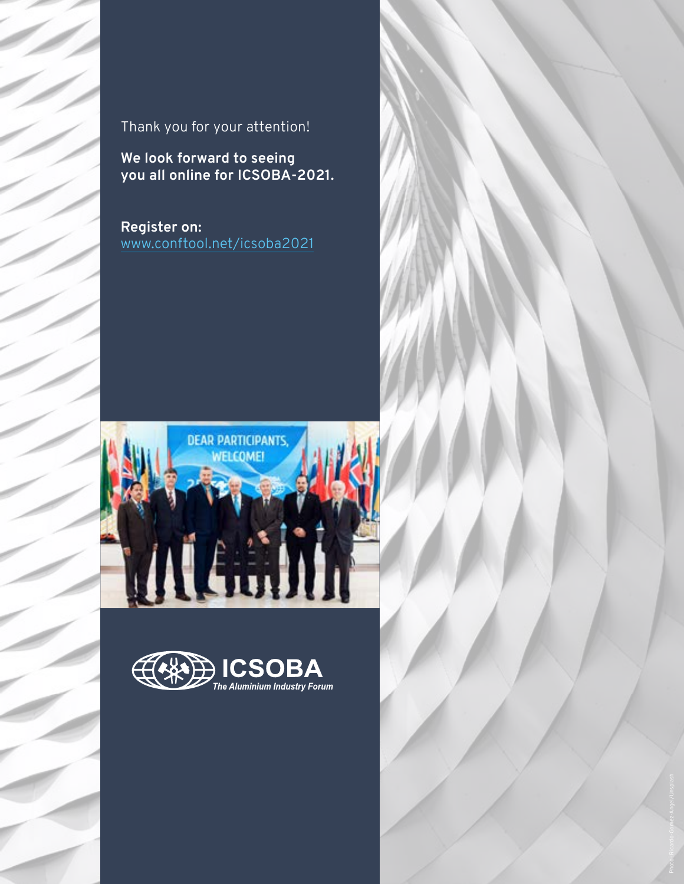Thank you for your attention!

**We look forward to seeing you all online for ICSOBA-2021.**

**Register on:**
www.conftool.net/icsoba2021

**ICSOBA**
*The Aluminium Industry Forum*

Photo: Ricardo Gomez-Angel/Unsplash